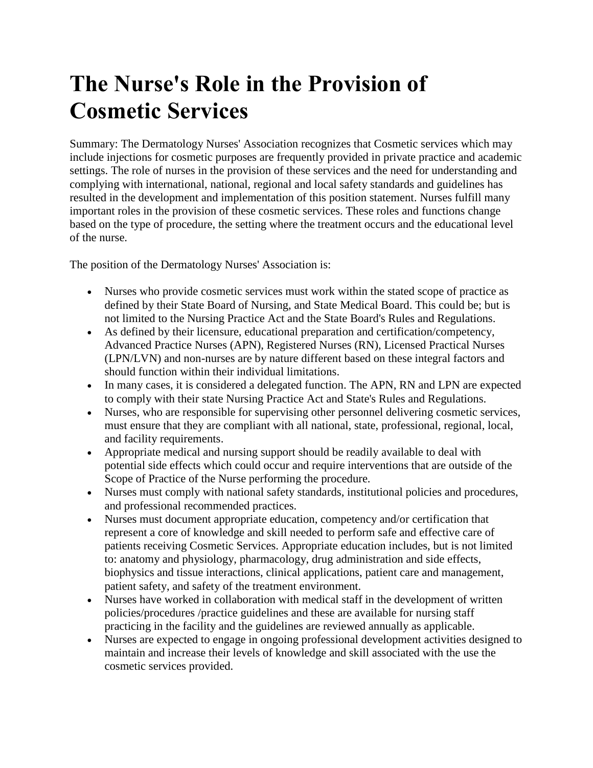# The Nurse's Role in the Provision of Cosmetic Services

Summary: The Dermatology Nurses' Association recognizes that Cosmetic services which may include injections for cosmetic purposes are frequently provided in private practice and academic settings. The role of nurses in the provision of these services and the need for understanding and complying with international, national, regional and local safety standards and guidelines has resulted in the development and implementation of this position statement. Nurses fulfill many important roles in the provision of these cosmetic services. These roles and functions change based on the type of procedure, the setting where the treatment occurs and the educational level of the nurse.

The position of the Dermatology Nurses' Association is:

- Nurses who provide cosmetic services must work within the stated scope of practice as defined by their State Board of Nursing, and State Medical Board. This could be; but is not limited to the Nursing Practice Act and the State Board's Rules and Regulations.
- As defined by their licensure, educational preparation and certification/competency, Advanced Practice Nurses (APN), Registered Nurses (RN), Licensed Practical Nurses (LPN/LVN) and non-nurses are by nature different based on these integral factors and should function within their individual limitations.
- In many cases, it is considered a delegated function. The APN, RN and LPN are expected to comply with their state Nursing Practice Act and State's Rules and Regulations.
- Nurses, who are responsible for supervising other personnel delivering cosmetic services, must ensure that they are compliant with all national, state, professional, regional, local, and facility requirements.
- Appropriate medical and nursing support should be readily available to deal with potential side effects which could occur and require interventions that are outside of the Scope of Practice of the Nurse performing the procedure.
- Nurses must comply with national safety standards, institutional policies and procedures, and professional recommended practices.
- Nurses must document appropriate education, competency and/or certification that represent a core of knowledge and skill needed to perform safe and effective care of patients receiving Cosmetic Services. Appropriate education includes, but is not limited to: anatomy and physiology, pharmacology, drug administration and side effects, biophysics and tissue interactions, clinical applications, patient care and management, patient safety, and safety of the treatment environment.
- Nurses have worked in collaboration with medical staff in the development of written policies/procedures /practice guidelines and these are available for nursing staff practicing in the facility and the guidelines are reviewed annually as applicable.
- Nurses are expected to engage in ongoing professional development activities designed to maintain and increase their levels of knowledge and skill associated with the use the cosmetic services provided.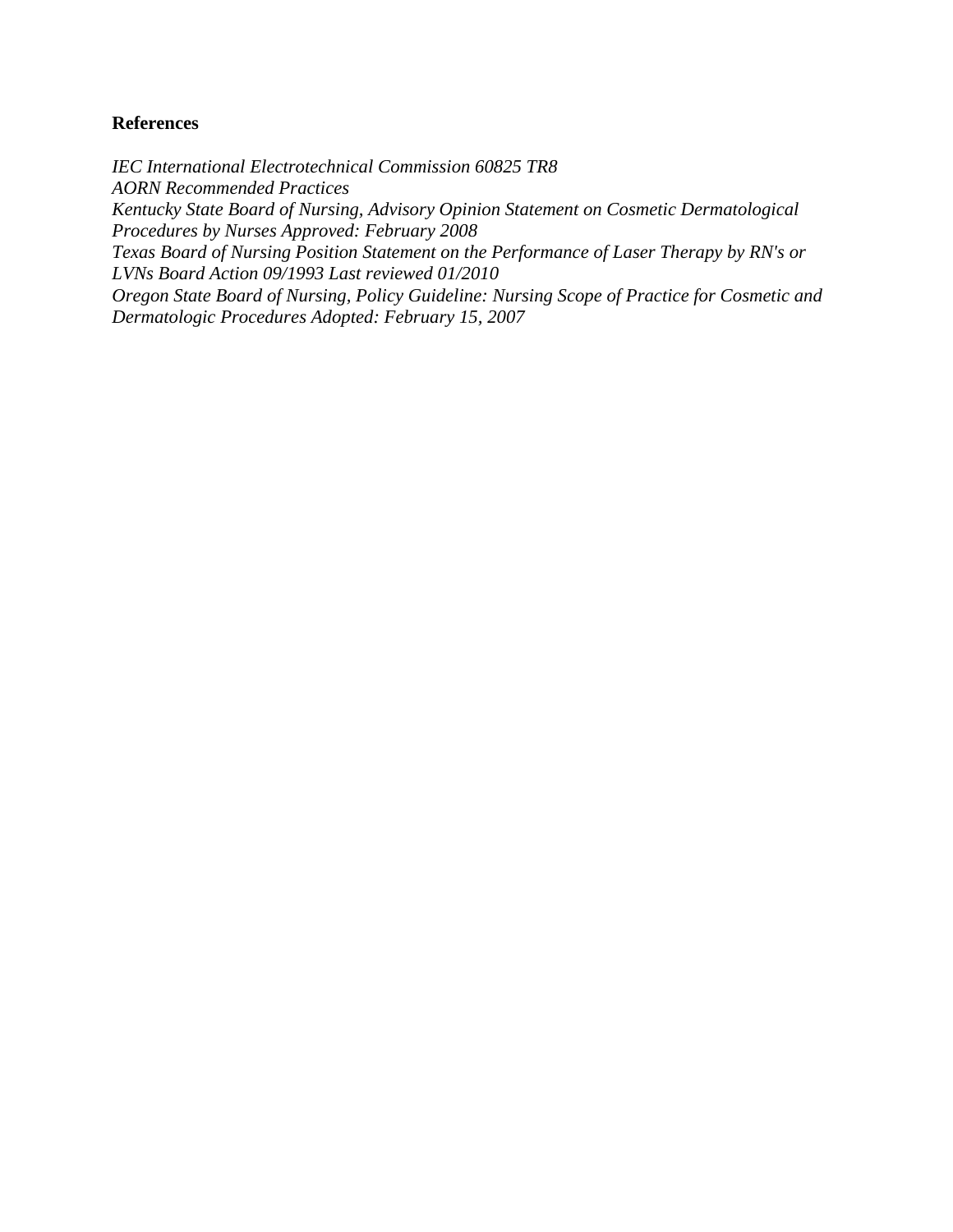**References**

*IEC International Electrotechnical Commission 60825 TR8*
*AORN Recommended Practices*
*Kentucky State Board of Nursing, Advisory Opinion Statement on Cosmetic Dermatological Procedures by Nurses Approved: February 2008*
*Texas Board of Nursing Position Statement on the Performance of Laser Therapy by RN's or LVNs Board Action 09/1993 Last reviewed 01/2010*
*Oregon State Board of Nursing, Policy Guideline: Nursing Scope of Practice for Cosmetic and Dermatologic Procedures Adopted: February 15, 2007*